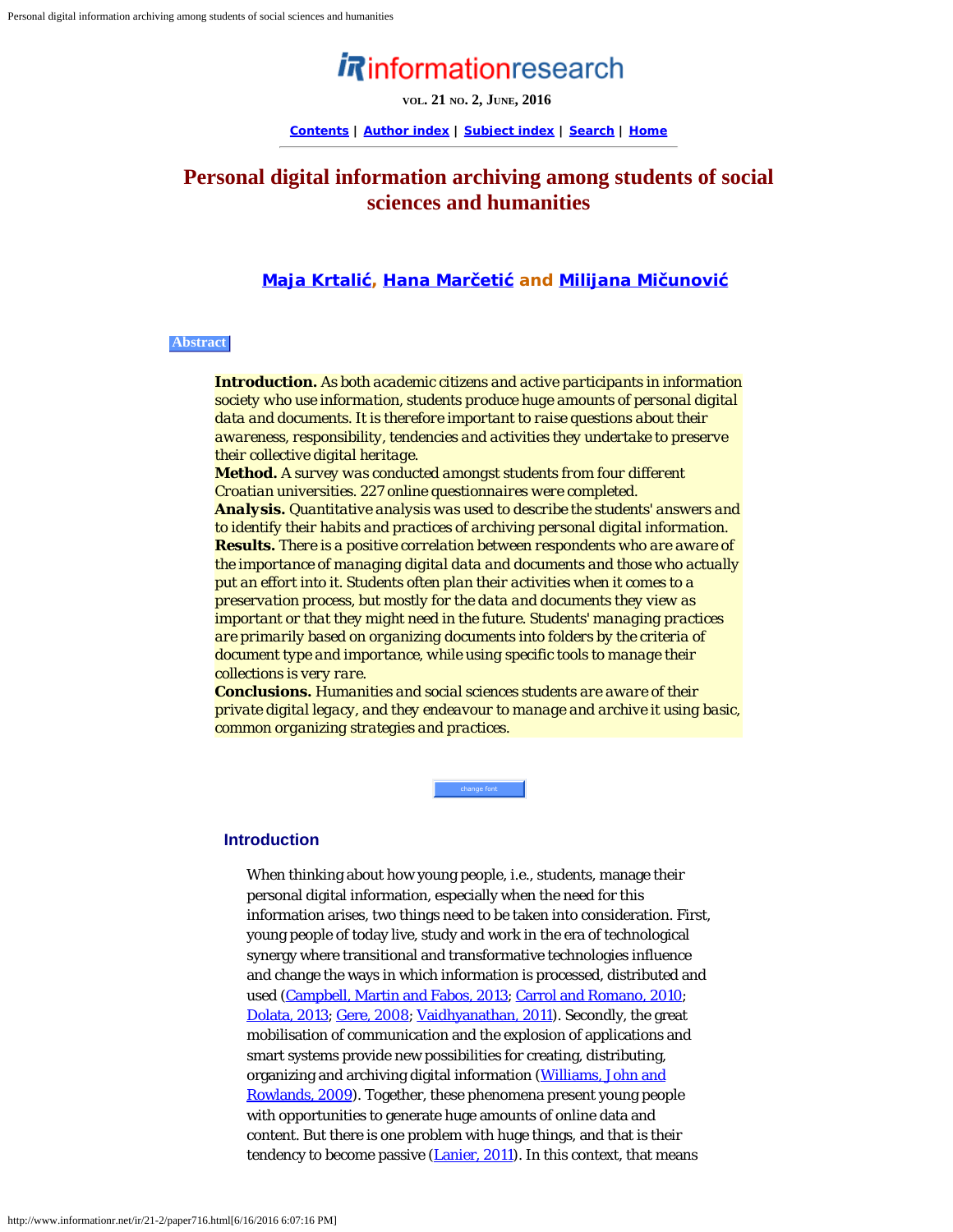# Personal digital information archiving among students of social sciences and humanities

**Maja Krtalić, Hana Marčetić and Milijana Mičunović**

## Abstract

**Introduction.** As both academic citizens and active participants in information society who use information, students produce huge amounts of personal digital data and documents. It is therefore important to raise questions about their awareness, responsibility, tendencies and activities they undertake to preserve their collective digital heritage.
**Method.** A survey was conducted amongst students from four different Croatian universities. 227 online questionnaires were completed.
**Analysis.** Quantitative analysis was used to describe the students' answers and to identify their habits and practices of archiving personal digital information.
**Results.** There is a positive correlation between respondents who are aware of the importance of managing digital data and documents and those who actually put an effort into it. Students often plan their activities when it comes to a preservation process, but mostly for the data and documents they view as important or that they might need in the future. Students' managing practices are primarily based on organizing documents into folders by the criteria of document type and importance, while using specific tools to manage their collections is very rare.
**Conclusions.** Humanities and social sciences students are aware of their private digital legacy, and they endeavour to manage and archive it using basic, common organizing strategies and practices.

## Introduction

When thinking about how young people, i.e., students, manage their personal digital information, especially when the need for this information arises, two things need to be taken into consideration. First, young people of today live, study and work in the era of technological synergy where transitional and transformative technologies influence and change the ways in which information is processed, distributed and used (Campbell, Martin and Fabos, 2013; Carrol and Romano, 2010; Dolata, 2013; Gere, 2008; Vaidhyanathan, 2011). Secondly, the great mobilisation of communication and the explosion of applications and smart systems provide new possibilities for creating, distributing, organizing and archiving digital information (Williams, John and Rowlands, 2009). Together, these phenomena present young people with opportunities to generate huge amounts of online data and content. But there is one problem with huge things, and that is their tendency to become passive (Lanier, 2011). In this context, that means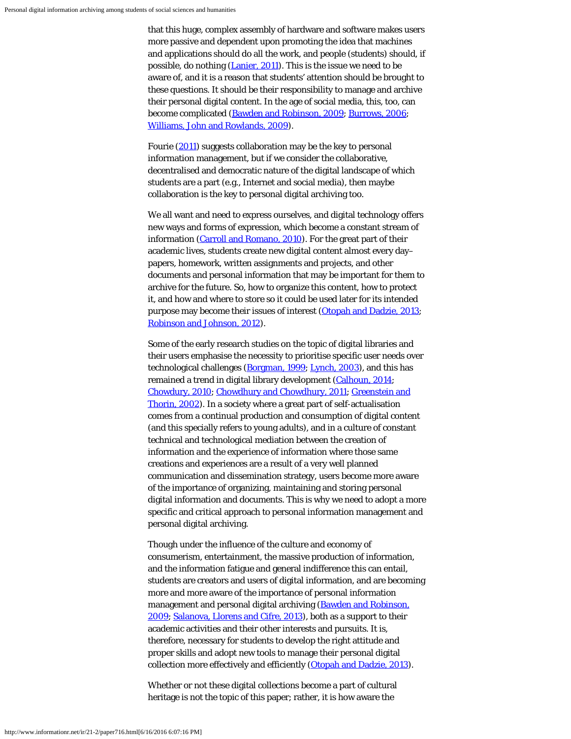that this huge, complex assembly of hardware and software makes users more passive and dependent upon promoting the idea that machines and applications should do all the work, and people (students) should, if possible, do nothing (Lanier, 2011). This is the issue we need to be aware of, and it is a reason that students' attention should be brought to these questions. It should be their responsibility to manage and archive their personal digital content. In the age of social media, this, too, can become complicated (Bawden and Robinson, 2009; Burrows, 2006; Williams, John and Rowlands, 2009).

Fourie (2011) suggests collaboration may be the key to personal information management, but if we consider the collaborative, decentralised and democratic nature of the digital landscape of which students are a part (e.g., Internet and social media), then maybe collaboration is the key to personal digital archiving too.

We all want and need to express ourselves, and digital technology offers new ways and forms of expression, which become a constant stream of information (Carroll and Romano, 2010). For the great part of their academic lives, students create new digital content almost every day–papers, homework, written assignments and projects, and other documents and personal information that may be important for them to archive for the future. So, how to organize this content, how to protect it, and how and where to store so it could be used later for its intended purpose may become their issues of interest (Otopah and Dadzie, 2013; Robinson and Johnson, 2012).

Some of the early research studies on the topic of digital libraries and their users emphasise the necessity to prioritise specific user needs over technological challenges (Borgman, 1999; Lynch, 2003), and this has remained a trend in digital library development (Calhoun, 2014; Chowdury, 2010; Chowdhury and Chowdhury, 2011; Greenstein and Thorin, 2002). In a society where a great part of self-actualisation comes from a continual production and consumption of digital content (and this specially refers to young adults), and in a culture of constant technical and technological mediation between the creation of information and the experience of information where those same creations and experiences are a result of a very well planned communication and dissemination strategy, users become more aware of the importance of organizing, maintaining and storing personal digital information and documents. This is why we need to adopt a more specific and critical approach to personal information management and personal digital archiving.

Though under the influence of the culture and economy of consumerism, entertainment, the massive production of information, and the information fatigue and general indifference this can entail, students are creators and users of digital information, and are becoming more and more aware of the importance of personal information management and personal digital archiving (Bawden and Robinson, 2009; Salanova, Llorens and Cifre, 2013), both as a support to their academic activities and their other interests and pursuits. It is, therefore, necessary for students to develop the right attitude and proper skills and adopt new tools to manage their personal digital collection more effectively and efficiently (Otopah and Dadzie, 2013).

Whether or not these digital collections become a part of cultural heritage is not the topic of this paper; rather, it is how aware the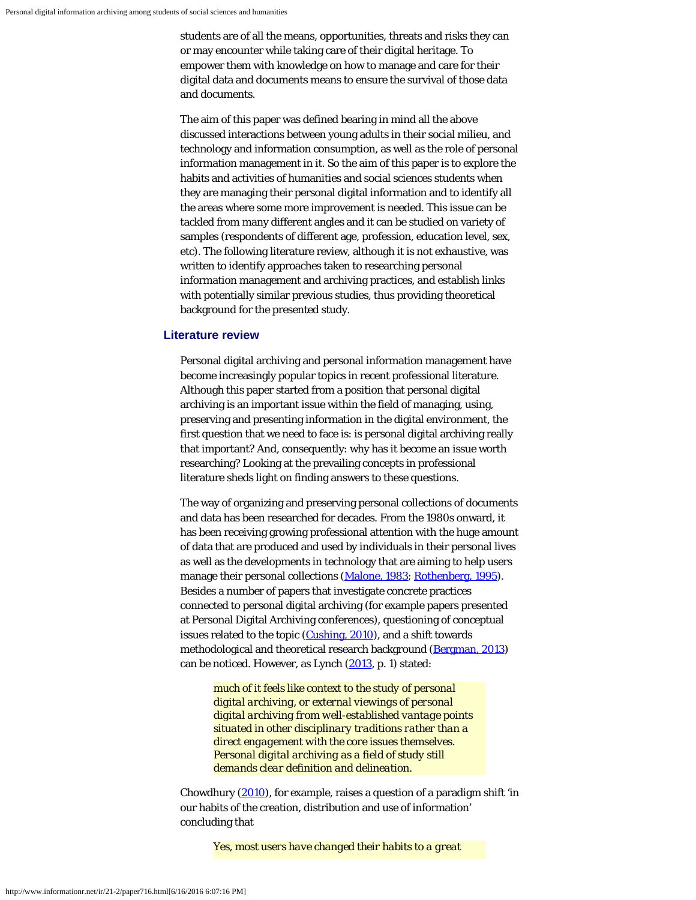students are of all the means, opportunities, threats and risks they can or may encounter while taking care of their digital heritage. To empower them with knowledge on how to manage and care for their digital data and documents means to ensure the survival of those data and documents.

The aim of this paper was defined bearing in mind all the above discussed interactions between young adults in their social milieu, and technology and information consumption, as well as the role of personal information management in it. So the aim of this paper is to explore the habits and activities of humanities and social sciences students when they are managing their personal digital information and to identify all the areas where some more improvement is needed. This issue can be tackled from many different angles and it can be studied on variety of samples (respondents of different age, profession, education level, sex, etc). The following literature review, although it is not exhaustive, was written to identify approaches taken to researching personal information management and archiving practices, and establish links with potentially similar previous studies, thus providing theoretical background for the presented study.

## Literature review

Personal digital archiving and personal information management have become increasingly popular topics in recent professional literature. Although this paper started from a position that personal digital archiving is an important issue within the field of managing, using, preserving and presenting information in the digital environment, the first question that we need to face is: is personal digital archiving really that important? And, consequently: why has it become an issue worth researching? Looking at the prevailing concepts in professional literature sheds light on finding answers to these questions.

The way of organizing and preserving personal collections of documents and data has been researched for decades. From the 1980s onward, it has been receiving growing professional attention with the huge amount of data that are produced and used by individuals in their personal lives as well as the developments in technology that are aiming to help users manage their personal collections (Malone, 1983; Rothenberg, 1995). Besides a number of papers that investigate concrete practices connected to personal digital archiving (for example papers presented at Personal Digital Archiving conferences), questioning of conceptual issues related to the topic (Cushing, 2010), and a shift towards methodological and theoretical research background (Bergman, 2013) can be noticed. However, as Lynch (2013, p. 1) stated:

> *much of it feels like context to the study of personal digital archiving, or external viewings of personal digital archiving from well-established vantage points situated in other disciplinary traditions rather than a direct engagement with the core issues themselves. Personal digital archiving as a field of study still demands clear definition and delineation.*

Chowdhury (2010), for example, raises a question of a paradigm shift 'in our habits of the creation, distribution and use of information' concluding that

> *Yes, most users have changed their habits to a great*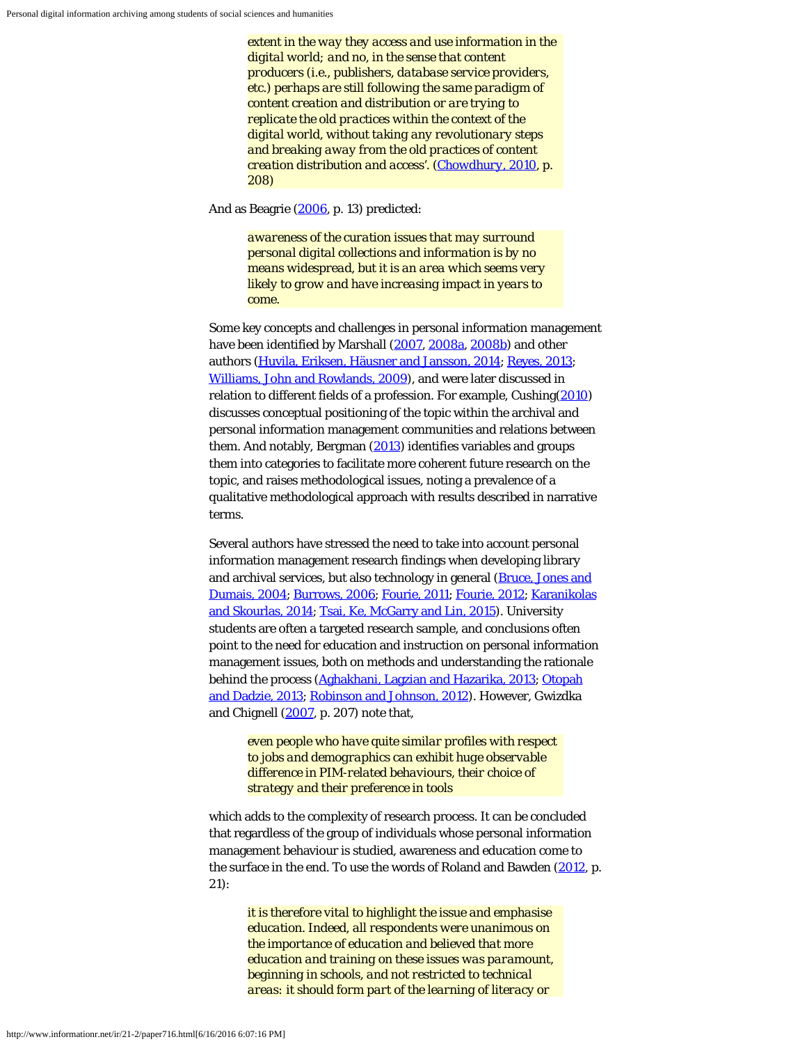> *extent in the way they access and use information in the digital world; and no, in the sense that content producers (i.e., publishers, database service providers, etc.) perhaps are still following the same paradigm of content creation and distribution or are trying to replicate the old practices within the context of the digital world, without taking any revolutionary steps and breaking away from the old practices of content creation distribution and access'.* (Chowdhury, 2010, p. 208)

And as Beagrie (2006, p. 13) predicted:

> *awareness of the curation issues that may surround personal digital collections and information is by no means widespread, but it is an area which seems very likely to grow and have increasing impact in years to come.*

Some key concepts and challenges in personal information management have been identified by Marshall (2007, 2008a, 2008b) and other authors (Huvila, Eriksen, Häusner and Jansson, 2014; Reyes, 2013; Williams, John and Rowlands, 2009), and were later discussed in relation to different fields of a profession. For example, Cushing(2010) discusses conceptual positioning of the topic within the archival and personal information management communities and relations between them. And notably, Bergman (2013) identifies variables and groups them into categories to facilitate more coherent future research on the topic, and raises methodological issues, noting a prevalence of a qualitative methodological approach with results described in narrative terms.

Several authors have stressed the need to take into account personal information management research findings when developing library and archival services, but also technology in general (Bruce, Jones and Dumais, 2004; Burrows, 2006; Fourie, 2011; Fourie, 2012; Karanikolas and Skourlas, 2014; Tsai, Ke, McGarry and Lin, 2015). University students are often a targeted research sample, and conclusions often point to the need for education and instruction on personal information management issues, both on methods and understanding the rationale behind the process (Aghakhani, Lagzian and Hazarika, 2013; Otopah and Dadzie, 2013; Robinson and Johnson, 2012). However, Gwizdka and Chignell (2007, p. 207) note that,

> *even people who have quite similar profiles with respect to jobs and demographics can exhibit huge observable difference in PIM-related behaviours, their choice of strategy and their preference in tools*

which adds to the complexity of research process. It can be concluded that regardless of the group of individuals whose personal information management behaviour is studied, awareness and education come to the surface in the end. To use the words of Roland and Bawden (2012, p. 21):

> *it is therefore vital to highlight the issue and emphasise education. Indeed, all respondents were unanimous on the importance of education and believed that more education and training on these issues was paramount, beginning in schools, and not restricted to technical areas: it should form part of the learning of literacy or*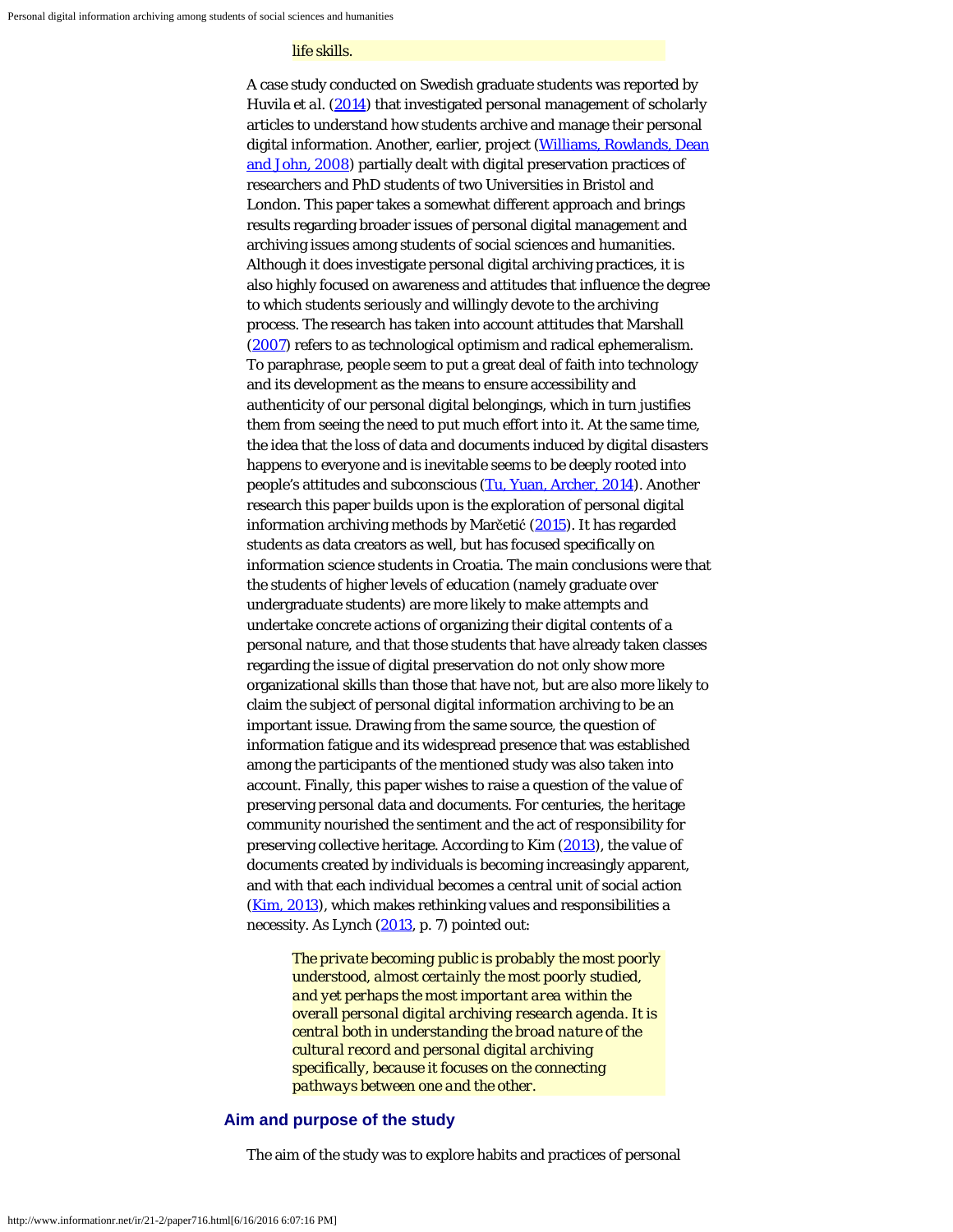life skills.

A case study conducted on Swedish graduate students was reported by Huvila *et al.* (2014) that investigated personal management of scholarly articles to understand how students archive and manage their personal digital information. Another, earlier, project (Williams, Rowlands, Dean and John, 2008) partially dealt with digital preservation practices of researchers and PhD students of two Universities in Bristol and London. This paper takes a somewhat different approach and brings results regarding broader issues of personal digital management and archiving issues among students of social sciences and humanities. Although it does investigate personal digital archiving practices, it is also highly focused on awareness and attitudes that influence the degree to which students seriously and willingly devote to the archiving process. The research has taken into account attitudes that Marshall (2007) refers to as technological optimism and radical ephemeralism. To paraphrase, people seem to put a great deal of faith into technology and its development as the means to ensure accessibility and authenticity of our personal digital belongings, which in turn justifies them from seeing the need to put much effort into it. At the same time, the idea that the loss of data and documents induced by digital disasters happens to everyone and is inevitable seems to be deeply rooted into people's attitudes and subconscious (Tu, Yuan, Archer, 2014). Another research this paper builds upon is the exploration of personal digital information archiving methods by Marčetić (2015). It has regarded students as data creators as well, but has focused specifically on information science students in Croatia. The main conclusions were that the students of higher levels of education (namely graduate over undergraduate students) are more likely to make attempts and undertake concrete actions of organizing their digital contents of a personal nature, and that those students that have already taken classes regarding the issue of digital preservation do not only show more organizational skills than those that have not, but are also more likely to claim the subject of personal digital information archiving to be an important issue. Drawing from the same source, the question of information fatigue and its widespread presence that was established among the participants of the mentioned study was also taken into account. Finally, this paper wishes to raise a question of the value of preserving personal data and documents. For centuries, the heritage community nourished the sentiment and the act of responsibility for preserving collective heritage. According to Kim (2013), the value of documents created by individuals is becoming increasingly apparent, and with that each individual becomes a central unit of social action (Kim, 2013), which makes rethinking values and responsibilities a necessity. As Lynch (2013, p. 7) pointed out:

> *The private becoming public is probably the most poorly understood, almost certainly the most poorly studied, and yet perhaps the most important area within the overall personal digital archiving research agenda. It is central both in understanding the broad nature of the cultural record and personal digital archiving specifically, because it focuses on the connecting pathways between one and the other.*

## Aim and purpose of the study

The aim of the study was to explore habits and practices of personal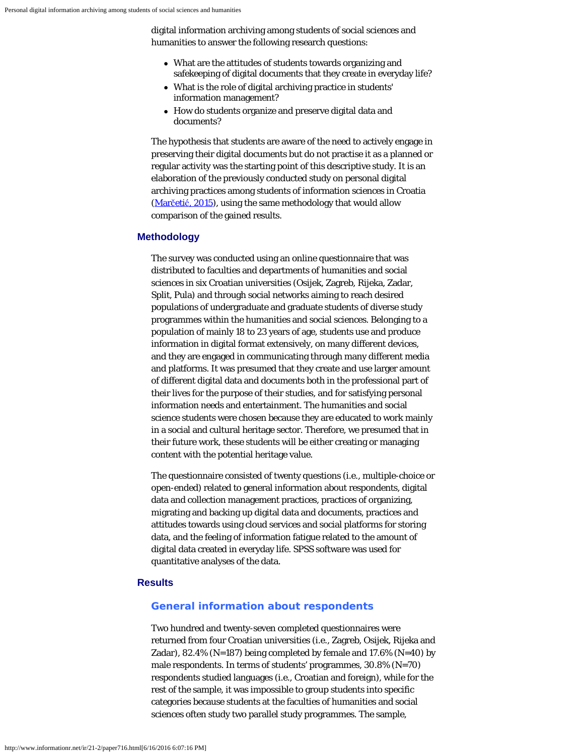digital information archiving among students of social sciences and humanities to answer the following research questions:

- What are the attitudes of students towards organizing and safekeeping of digital documents that they create in everyday life?
- What is the role of digital archiving practice in students' information management?
- How do students organize and preserve digital data and documents?

The hypothesis that students are aware of the need to actively engage in preserving their digital documents but do not practise it as a planned or regular activity was the starting point of this descriptive study. It is an elaboration of the previously conducted study on personal digital archiving practices among students of information sciences in Croatia (Marčetić, 2015), using the same methodology that would allow comparison of the gained results.

## Methodology

The survey was conducted using an online questionnaire that was distributed to faculties and departments of humanities and social sciences in six Croatian universities (Osijek, Zagreb, Rijeka, Zadar, Split, Pula) and through social networks aiming to reach desired populations of undergraduate and graduate students of diverse study programmes within the humanities and social sciences. Belonging to a population of mainly 18 to 23 years of age, students use and produce information in digital format extensively, on many different devices, and they are engaged in communicating through many different media and platforms. It was presumed that they create and use larger amount of different digital data and documents both in the professional part of their lives for the purpose of their studies, and for satisfying personal information needs and entertainment. The humanities and social science students were chosen because they are educated to work mainly in a social and cultural heritage sector. Therefore, we presumed that in their future work, these students will be either creating or managing content with the potential heritage value.

The questionnaire consisted of twenty questions (i.e., multiple-choice or open-ended) related to general information about respondents, digital data and collection management practices, practices of organizing, migrating and backing up digital data and documents, practices and attitudes towards using cloud services and social platforms for storing data, and the feeling of information fatigue related to the amount of digital data created in everyday life. SPSS software was used for quantitative analyses of the data.

## Results

### General information about respondents

Two hundred and twenty-seven completed questionnaires were returned from four Croatian universities (i.e., Zagreb, Osijek, Rijeka and Zadar), 82.4% (N=187) being completed by female and 17.6% (N=40) by male respondents. In terms of students' programmes, 30.8% (N=70) respondents studied languages (i.e., Croatian and foreign), while for the rest of the sample, it was impossible to group students into specific categories because students at the faculties of humanities and social sciences often study two parallel study programmes. The sample,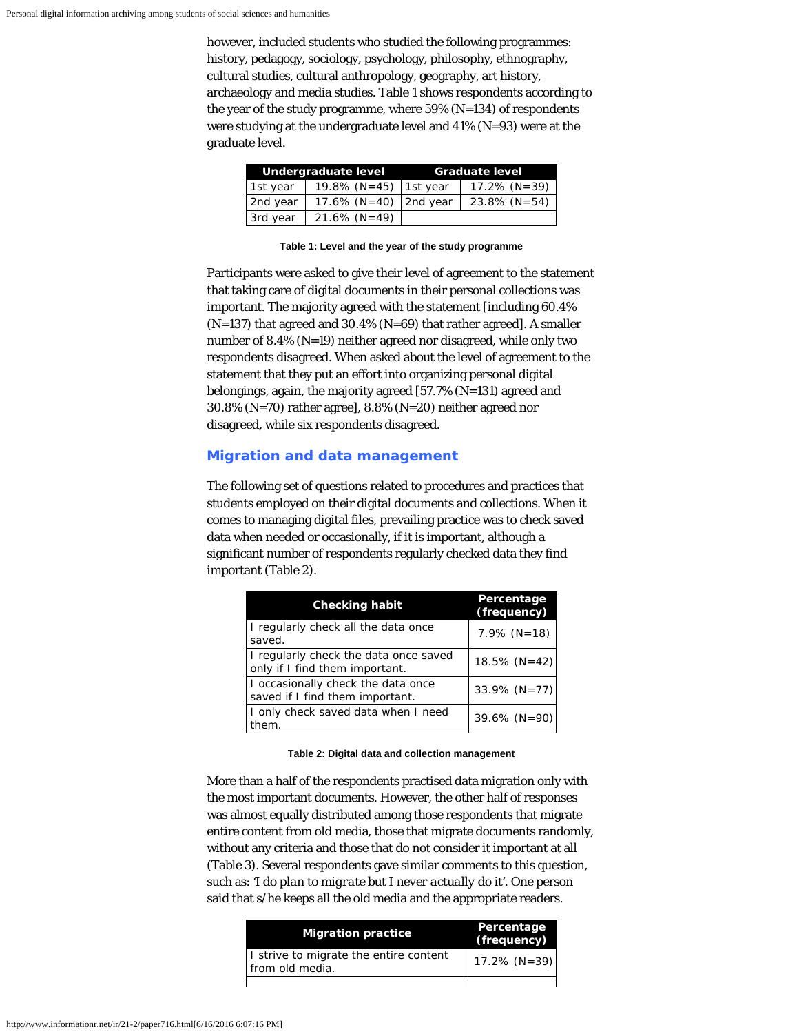however, included students who studied the following programmes: history, pedagogy, sociology, psychology, philosophy, ethnography, cultural studies, cultural anthropology, geography, art history, archaeology and media studies. Table 1 shows respondents according to the year of the study programme, where 59% (N=134) of respondents were studying at the undergraduate level and 41% (N=93) were at the graduate level.

| Undergraduate level | | Graduate level | |
|---|---|---|---|
| 1st year | 19.8% (N=45) | 1st year | 17.2% (N=39) |
| 2nd year | 17.6% (N=40) | 2nd year | 23.8% (N=54) |
| 3rd year | 21.6% (N=49) | | |

**Table 1: Level and the year of the study programme**

Participants were asked to give their level of agreement to the statement that taking care of digital documents in their personal collections was important. The majority agreed with the statement [including 60.4% (N=137) that agreed and 30.4% (N=69) that rather agreed]. A smaller number of 8.4% (N=19) neither agreed nor disagreed, while only two respondents disagreed. When asked about the level of agreement to the statement that they put an effort into organizing personal digital belongings, again, the majority agreed [57.7% (N=131) agreed and 30.8% (N=70) rather agree], 8.8% (N=20) neither agreed nor disagreed, while six respondents disagreed.

## Migration and data management

The following set of questions related to procedures and practices that students employed on their digital documents and collections. When it comes to managing digital files, prevailing practice was to check saved data when needed or occasionally, if it is important, although a significant number of respondents regularly checked data they find important (Table 2).

| Checking habit | Percentage (frequency) |
|---|---|
| I regularly check all the data once saved. | 7.9% (N=18) |
| I regularly check the data once saved only if I find them important. | 18.5% (N=42) |
| I occasionally check the data once saved if I find them important. | 33.9% (N=77) |
| I only check saved data when I need them. | 39.6% (N=90) |

**Table 2: Digital data and collection management**

More than a half of the respondents practised data migration only with the most important documents. However, the other half of responses was almost equally distributed among those respondents that migrate entire content from old media, those that migrate documents randomly, without any criteria and those that do not consider it important at all (Table 3). Several respondents gave similar comments to this question, such as: *'I do plan to migrate but I never actually do it'*. One person said that s/he keeps all the old media and the appropriate readers.

| Migration practice | Percentage (frequency) |
|---|---|
| I strive to migrate the entire content from old media. | 17.2% (N=39) |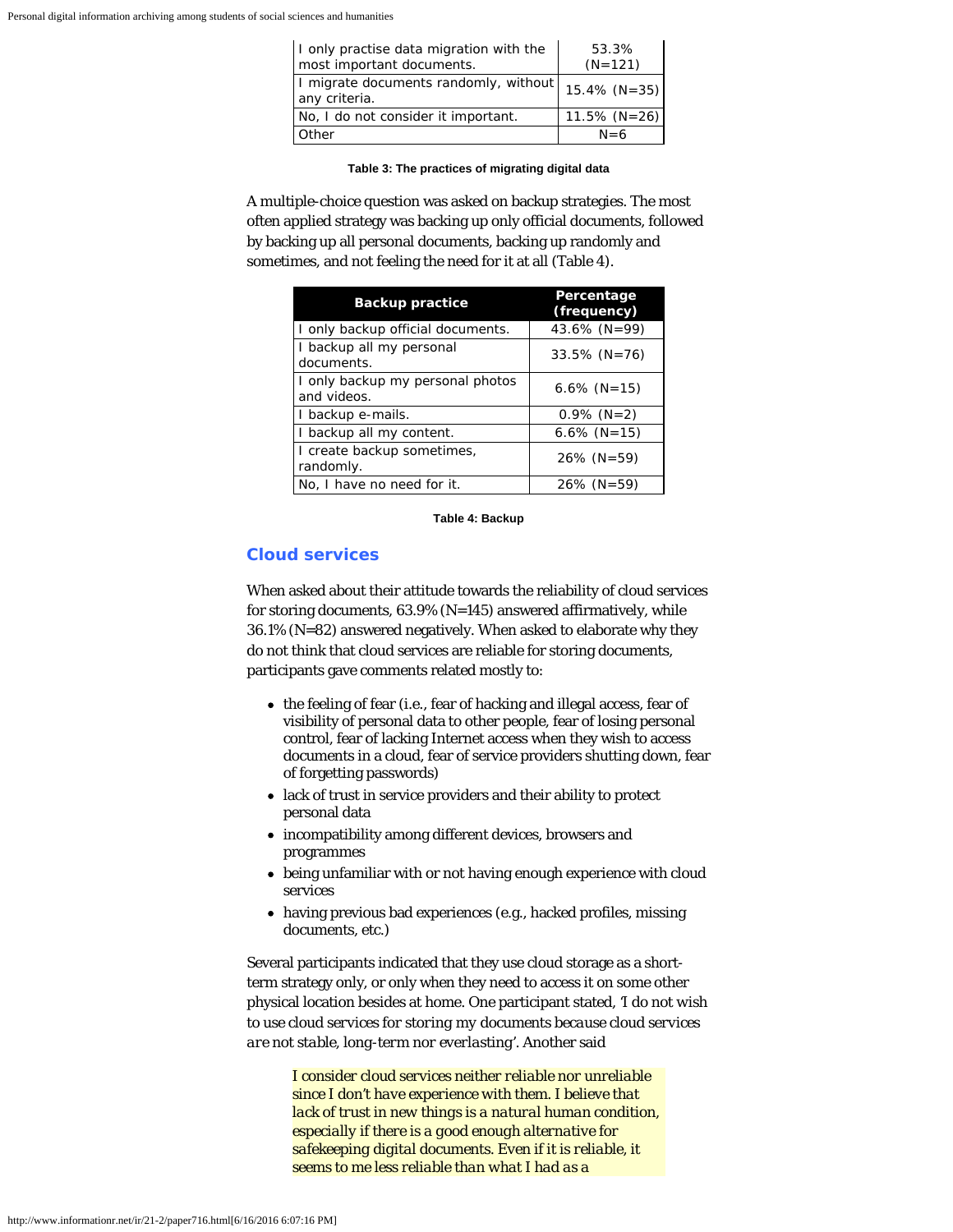| I only practise data migration with the most important documents. | 53.3% (N=121) |
| --- | --- |
| I migrate documents randomly, without any criteria. | 15.4% (N=35) |
| No, I do not consider it important. | 11.5% (N=26) |
| Other | N=6 |

**Table 3: The practices of migrating digital data**

A multiple-choice question was asked on backup strategies. The most often applied strategy was backing up only official documents, followed by backing up all personal documents, backing up randomly and sometimes, and not feeling the need for it at all (Table 4).

| Backup practice | Percentage (frequency) |
| --- | --- |
| I only backup official documents. | 43.6% (N=99) |
| I backup all my personal documents. | 33.5% (N=76) |
| I only backup my personal photos and videos. | 6.6% (N=15) |
| I backup e-mails. | 0.9% (N=2) |
| I backup all my content. | 6.6% (N=15) |
| I create backup sometimes, randomly. | 26% (N=59) |
| No, I have no need for it. | 26% (N=59) |

**Table 4: Backup**

## Cloud services

When asked about their attitude towards the reliability of cloud services for storing documents, 63.9% (N=145) answered affirmatively, while 36.1% (N=82) answered negatively. When asked to elaborate why they do not think that cloud services are reliable for storing documents, participants gave comments related mostly to:

- the feeling of fear (i.e., fear of hacking and illegal access, fear of visibility of personal data to other people, fear of losing personal control, fear of lacking Internet access when they wish to access documents in a cloud, fear of service providers shutting down, fear of forgetting passwords)
- lack of trust in service providers and their ability to protect personal data
- incompatibility among different devices, browsers and programmes
- being unfamiliar with or not having enough experience with cloud services
- having previous bad experiences (e.g., hacked profiles, missing documents, etc.)

Several participants indicated that they use cloud storage as a short-term strategy only, or only when they need to access it on some other physical location besides at home. One participant stated, *'I do not wish to use cloud services for storing my documents because cloud services are not stable, long-term nor everlasting'*. Another said

> *I consider cloud services neither reliable nor unreliable since I don't have experience with them. I believe that lack of trust in new things is a natural human condition, especially if there is a good enough alternative for safekeeping digital documents. Even if it is reliable, it seems to me less reliable than what I had as a*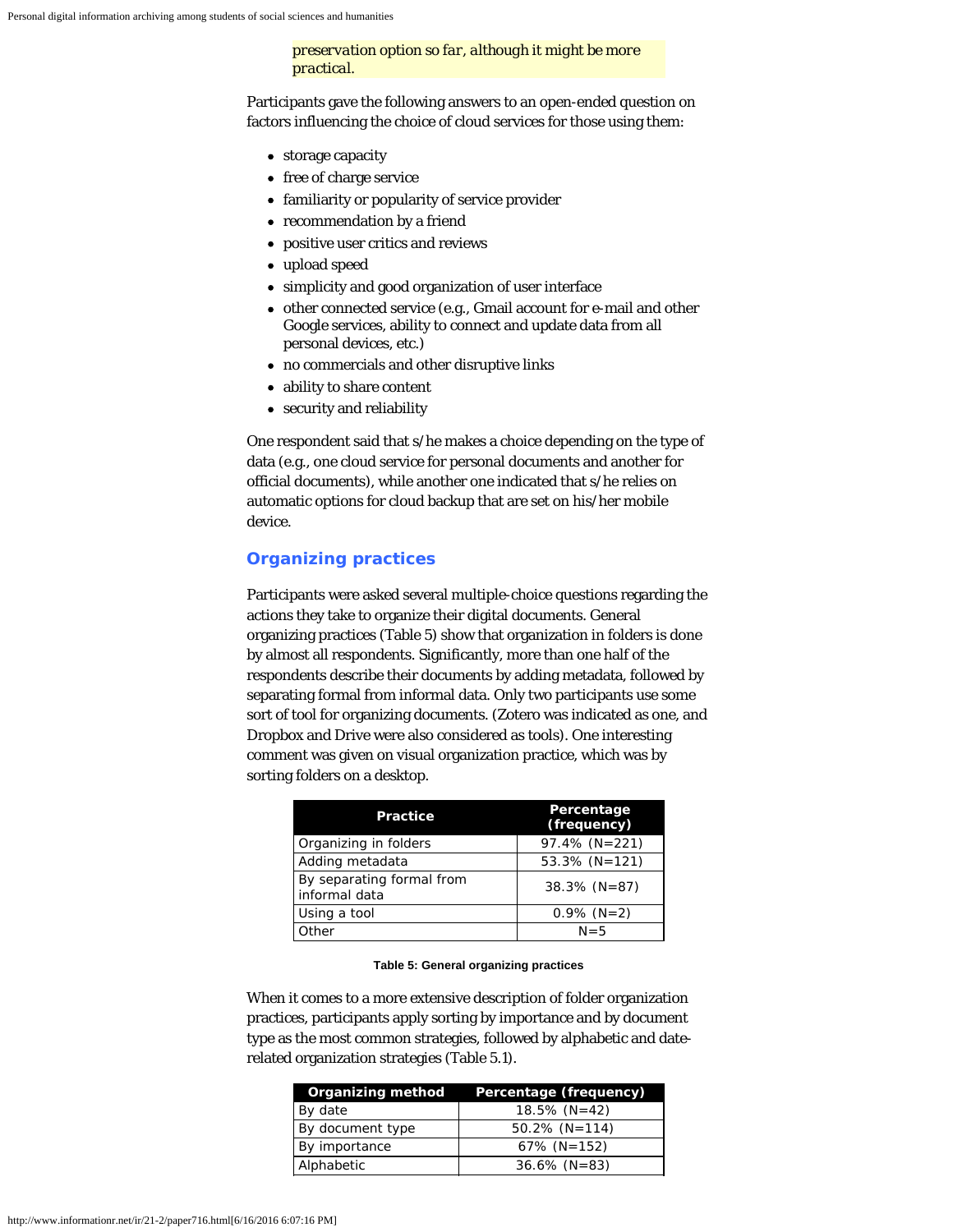*preservation option so far, although it might be more practical.*

Participants gave the following answers to an open-ended question on factors influencing the choice of cloud services for those using them:

- storage capacity
- free of charge service
- familiarity or popularity of service provider
- recommendation by a friend
- positive user critics and reviews
- upload speed
- simplicity and good organization of user interface
- other connected service (e.g., Gmail account for e-mail and other Google services, ability to connect and update data from all personal devices, etc.)
- no commercials and other disruptive links
- ability to share content
- security and reliability

One respondent said that s/he makes a choice depending on the type of data (e.g., one cloud service for personal documents and another for official documents), while another one indicated that s/he relies on automatic options for cloud backup that are set on his/her mobile device.

## Organizing practices

Participants were asked several multiple-choice questions regarding the actions they take to organize their digital documents. General organizing practices (Table 5) show that organization in folders is done by almost all respondents. Significantly, more than one half of the respondents describe their documents by adding metadata, followed by separating formal from informal data. Only two participants use some sort of tool for organizing documents. (Zotero was indicated as one, and Dropbox and Drive were also considered as tools). One interesting comment was given on visual organization practice, which was by sorting folders on a desktop.

| Practice | Percentage (frequency) |
|---|---|
| Organizing in folders | 97.4% (N=221) |
| Adding metadata | 53.3% (N=121) |
| By separating formal from informal data | 38.3% (N=87) |
| Using a tool | 0.9% (N=2) |
| Other | N=5 |

**Table 5: General organizing practices**

When it comes to a more extensive description of folder organization practices, participants apply sorting by importance and by document type as the most common strategies, followed by alphabetic and date-related organization strategies (Table 5.1).

| Organizing method | Percentage (frequency) |
|---|---|
| By date | 18.5% (N=42) |
| By document type | 50.2% (N=114) |
| By importance | 67% (N=152) |
| Alphabetic | 36.6% (N=83) |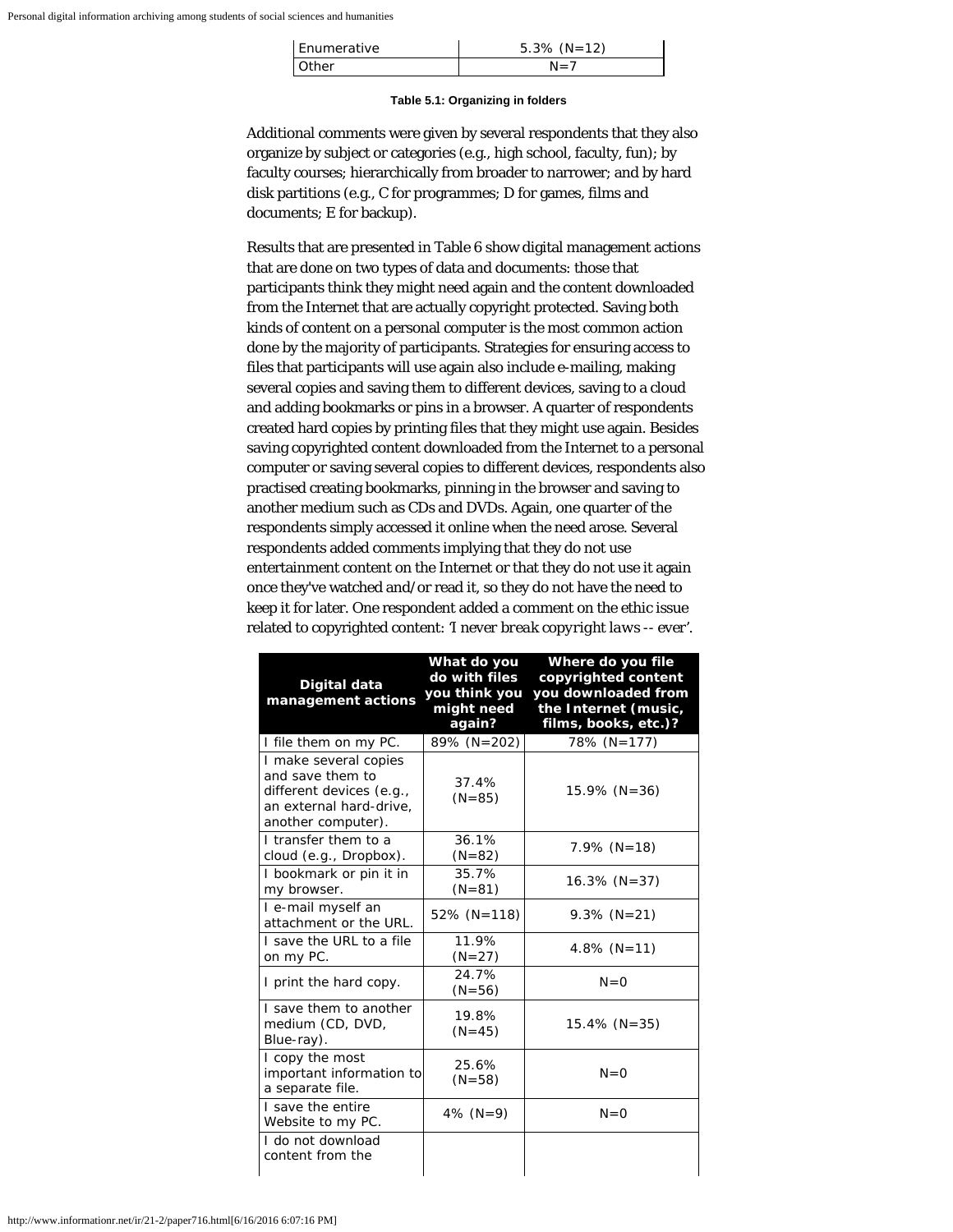| Enumerative | 5.3% (N=12) |
| --- | --- |
| Other | N=7 |

**Table 5.1: Organizing in folders**

Additional comments were given by several respondents that they also organize by subject or categories (e.g., high school, faculty, fun); by faculty courses; hierarchically from broader to narrower; and by hard disk partitions (e.g., C for programmes; D for games, films and documents; E for backup).

Results that are presented in Table 6 show digital management actions that are done on two types of data and documents: those that participants think they might need again and the content downloaded from the Internet that are actually copyright protected. Saving both kinds of content on a personal computer is the most common action done by the majority of participants. Strategies for ensuring access to files that participants will use again also include e-mailing, making several copies and saving them to different devices, saving to a cloud and adding bookmarks or pins in a browser. A quarter of respondents created hard copies by printing files that they might use again. Besides saving copyrighted content downloaded from the Internet to a personal computer or saving several copies to different devices, respondents also practised creating bookmarks, pinning in the browser and saving to another medium such as CDs and DVDs. Again, one quarter of the respondents simply accessed it online when the need arose. Several respondents added comments implying that they do not use entertainment content on the Internet or that they do not use it again once they've watched and/or read it, so they do not have the need to keep it for later. One respondent added a comment on the ethic issue related to copyrighted content: '*I never break copyright laws -- ever*'.

| Digital data management actions | What do you do with files you think you might need again? | Where do you file copyrighted content you downloaded from the Internet (music, films, books, etc.)? |
| --- | --- | --- |
| I file them on my PC. | 89% (N=202) | 78% (N=177) |
| I make several copies and save them to different devices (e.g., an external hard-drive, another computer). | 37.4% (N=85) | 15.9% (N=36) |
| I transfer them to a cloud (e.g., Dropbox). | 36.1% (N=82) | 7.9% (N=18) |
| I bookmark or pin it in my browser. | 35.7% (N=81) | 16.3% (N=37) |
| I e-mail myself an attachment or the URL. | 52% (N=118) | 9.3% (N=21) |
| I save the URL to a file on my PC. | 11.9% (N=27) | 4.8% (N=11) |
| I print the hard copy. | 24.7% (N=56) | N=0 |
| I save them to another medium (CD, DVD, Blue-ray). | 19.8% (N=45) | 15.4% (N=35) |
| I copy the most important information to a separate file. | 25.6% (N=58) | N=0 |
| I save the entire Website to my PC. | 4% (N=9) | N=0 |
| I do not download content from the | | |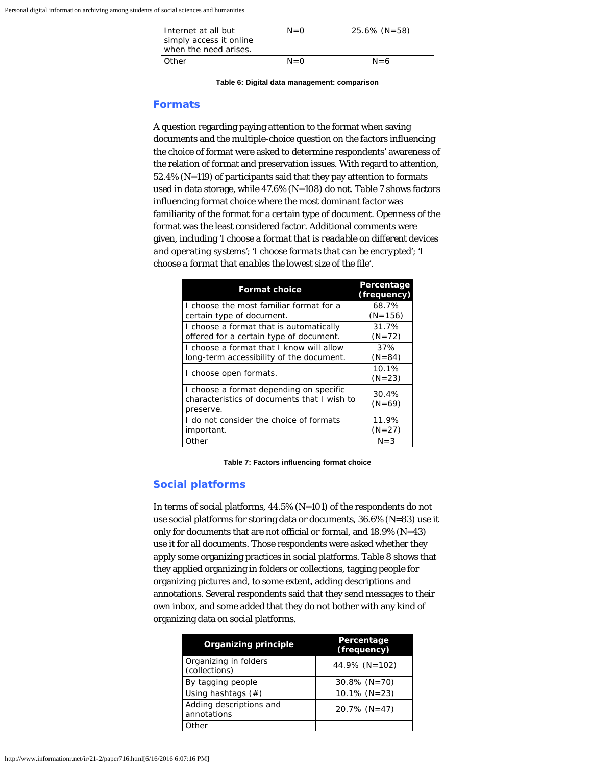| | | |
|---|---|---|
| Internet at all but simply access it online when the need arises. | N=0 | 25.6% (N=58) |
| Other | N=0 | N=6 |

**Table 6: Digital data management: comparison**

## Formats

A question regarding paying attention to the format when saving documents and the multiple-choice question on the factors influencing the choice of format were asked to determine respondents' awareness of the relation of format and preservation issues. With regard to attention, 52.4% (N=119) of participants said that they pay attention to formats used in data storage, while 47.6% (N=108) do not. Table 7 shows factors influencing format choice where the most dominant factor was familiarity of the format for a certain type of document. Openness of the format was the least considered factor. Additional comments were given, including '*I choose a format that is readable on different devices and operating systems*'; '*I choose formats that can be encrypted*'; '*I choose a format that enables the lowest size of the file*'.

| Format choice | Percentage (frequency) |
|---|---|
| I choose the most familiar format for a certain type of document. | 68.7% (N=156) |
| I choose a format that is automatically offered for a certain type of document. | 31.7% (N=72) |
| I choose a format that I know will allow long-term accessibility of the document. | 37% (N=84) |
| I choose open formats. | 10.1% (N=23) |
| I choose a format depending on specific characteristics of documents that I wish to preserve. | 30.4% (N=69) |
| I do not consider the choice of formats important. | 11.9% (N=27) |
| Other | N=3 |

**Table 7: Factors influencing format choice**

## Social platforms

In terms of social platforms, 44.5% (N=101) of the respondents do not use social platforms for storing data or documents, 36.6% (N=83) use it only for documents that are not official or formal, and 18.9% (N=43) use it for all documents. Those respondents were asked whether they apply some organizing practices in social platforms. Table 8 shows that they applied organizing in folders or collections, tagging people for organizing pictures and, to some extent, adding descriptions and annotations. Several respondents said that they send messages to their own inbox, and some added that they do not bother with any kind of organizing data on social platforms.

| Organizing principle | Percentage (frequency) |
|---|---|
| Organizing in folders (collections) | 44.9% (N=102) |
| By tagging people | 30.8% (N=70) |
| Using hashtags (#) | 10.1% (N=23) |
| Adding descriptions and annotations | 20.7% (N=47) |
| Other | |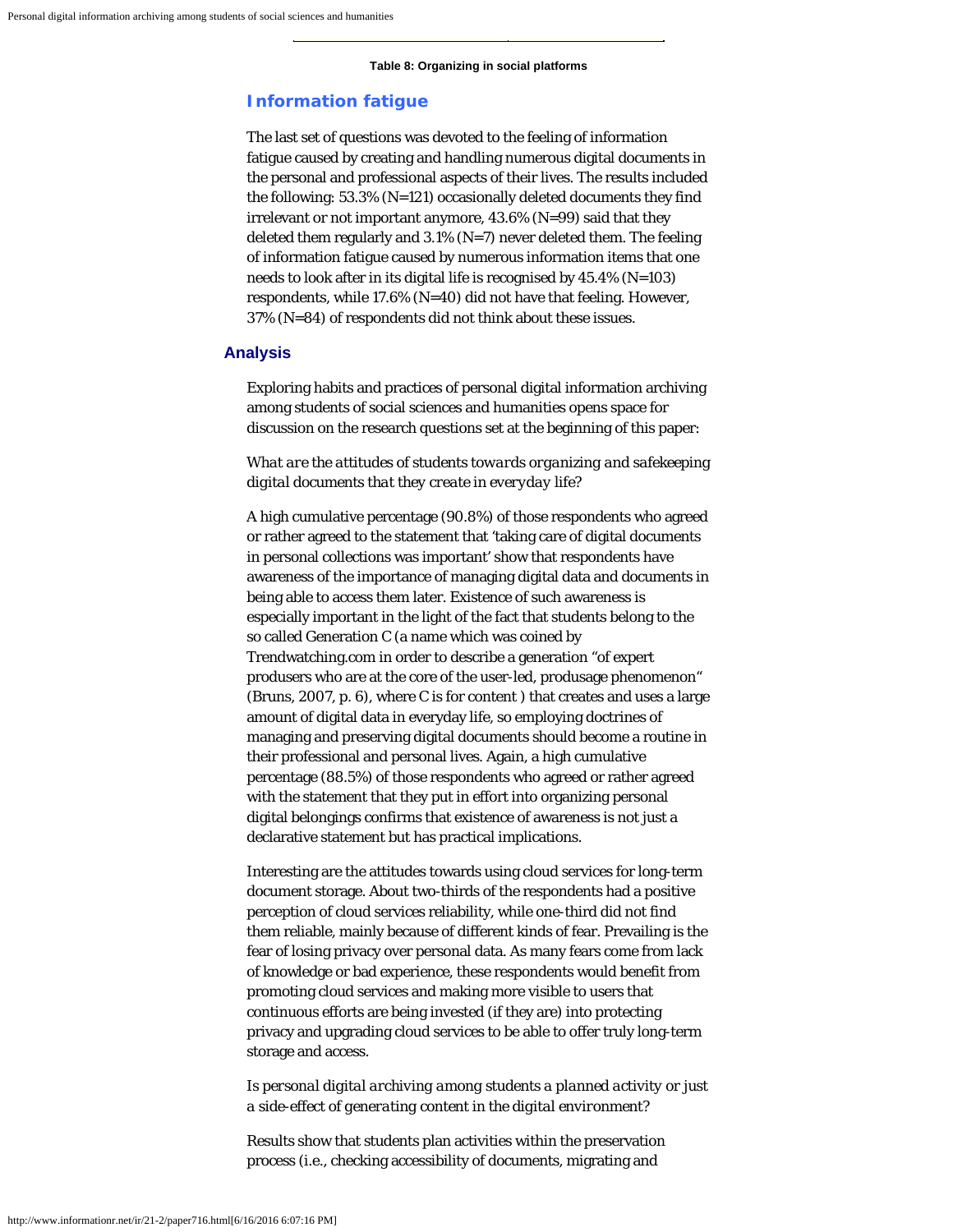**Table 8: Organizing in social platforms**

### Information fatigue

The last set of questions was devoted to the feeling of information fatigue caused by creating and handling numerous digital documents in the personal and professional aspects of their lives. The results included the following: 53.3% (N=121) occasionally deleted documents they find irrelevant or not important anymore, 43.6% (N=99) said that they deleted them regularly and 3.1% (N=7) never deleted them. The feeling of information fatigue caused by numerous information items that one needs to look after in its digital life is recognised by 45.4% (N=103) respondents, while 17.6% (N=40) did not have that feeling. However, 37% (N=84) of respondents did not think about these issues.

## Analysis

Exploring habits and practices of personal digital information archiving among students of social sciences and humanities opens space for discussion on the research questions set at the beginning of this paper:

*What are the attitudes of students towards organizing and safekeeping digital documents that they create in everyday life?*

A high cumulative percentage (90.8%) of those respondents who agreed or rather agreed to the statement that 'taking care of digital documents in personal collections was important' show that respondents have awareness of the importance of managing digital data and documents in being able to access them later. Existence of such awareness is especially important in the light of the fact that students belong to the so called Generation C (a name which was coined by Trendwatching.com in order to describe a generation "of expert produsers who are at the core of the user-led, produsage phenomenon" (Bruns, 2007, p. 6), where C is for content ) that creates and uses a large amount of digital data in everyday life, so employing doctrines of managing and preserving digital documents should become a routine in their professional and personal lives. Again, a high cumulative percentage (88.5%) of those respondents who agreed or rather agreed with the statement that they put in effort into organizing personal digital belongings confirms that existence of awareness is not just a declarative statement but has practical implications.

Interesting are the attitudes towards using cloud services for long-term document storage. About two-thirds of the respondents had a positive perception of cloud services reliability, while one-third did not find them reliable, mainly because of different kinds of fear. Prevailing is the fear of losing privacy over personal data. As many fears come from lack of knowledge or bad experience, these respondents would benefit from promoting cloud services and making more visible to users that continuous efforts are being invested (if they are) into protecting privacy and upgrading cloud services to be able to offer truly long-term storage and access.

*Is personal digital archiving among students a planned activity or just a side-effect of generating content in the digital environment?*

Results show that students plan activities within the preservation process (i.e., checking accessibility of documents, migrating and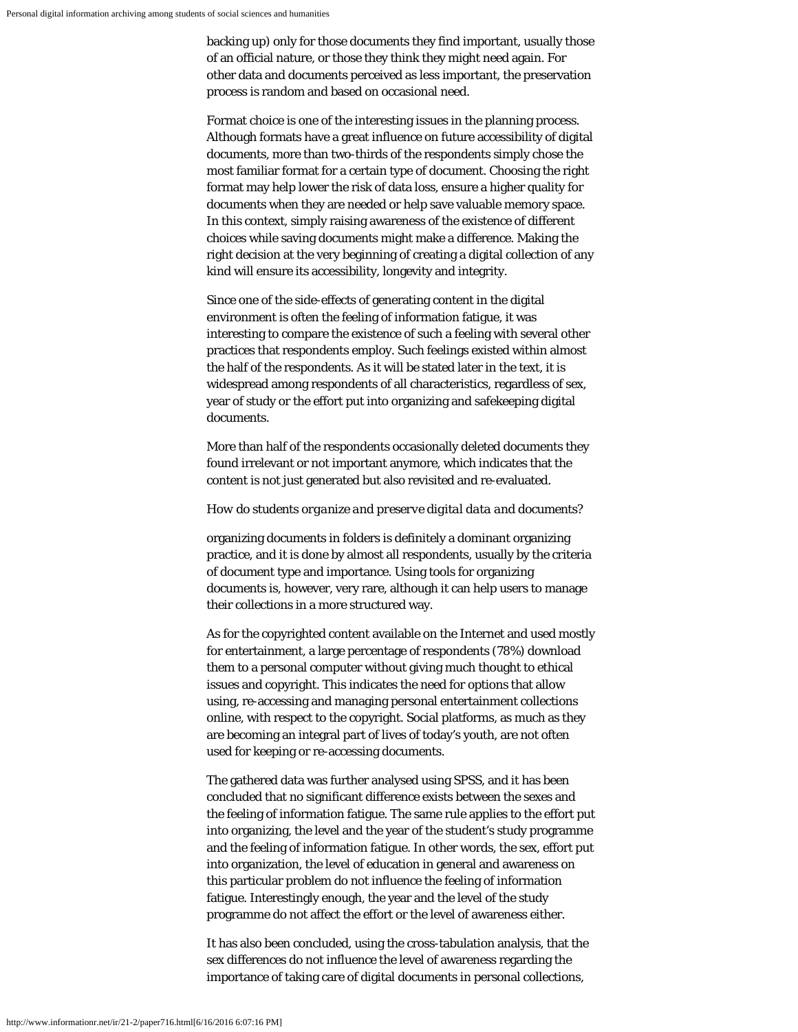backing up) only for those documents they find important, usually those of an official nature, or those they think they might need again. For other data and documents perceived as less important, the preservation process is random and based on occasional need.

Format choice is one of the interesting issues in the planning process. Although formats have a great influence on future accessibility of digital documents, more than two-thirds of the respondents simply chose the most familiar format for a certain type of document. Choosing the right format may help lower the risk of data loss, ensure a higher quality for documents when they are needed or help save valuable memory space. In this context, simply raising awareness of the existence of different choices while saving documents might make a difference. Making the right decision at the very beginning of creating a digital collection of any kind will ensure its accessibility, longevity and integrity.

Since one of the side-effects of generating content in the digital environment is often the feeling of information fatigue, it was interesting to compare the existence of such a feeling with several other practices that respondents employ. Such feelings existed within almost the half of the respondents. As it will be stated later in the text, it is widespread among respondents of all characteristics, regardless of sex, year of study or the effort put into organizing and safekeeping digital documents.

More than half of the respondents occasionally deleted documents they found irrelevant or not important anymore, which indicates that the content is not just generated but also revisited and re-evaluated.

*How do students organize and preserve digital data and documents?*

organizing documents in folders is definitely a dominant organizing practice, and it is done by almost all respondents, usually by the criteria of document type and importance. Using tools for organizing documents is, however, very rare, although it can help users to manage their collections in a more structured way.

As for the copyrighted content available on the Internet and used mostly for entertainment, a large percentage of respondents (78%) download them to a personal computer without giving much thought to ethical issues and copyright. This indicates the need for options that allow using, re-accessing and managing personal entertainment collections online, with respect to the copyright. Social platforms, as much as they are becoming an integral part of lives of today's youth, are not often used for keeping or re-accessing documents.

The gathered data was further analysed using SPSS, and it has been concluded that no significant difference exists between the sexes and the feeling of information fatigue. The same rule applies to the effort put into organizing, the level and the year of the student's study programme and the feeling of information fatigue. In other words, the sex, effort put into organization, the level of education in general and awareness on this particular problem do not influence the feeling of information fatigue. Interestingly enough, the year and the level of the study programme do not affect the effort or the level of awareness either.

It has also been concluded, using the cross-tabulation analysis, that the sex differences do not influence the level of awareness regarding the importance of taking care of digital documents in personal collections,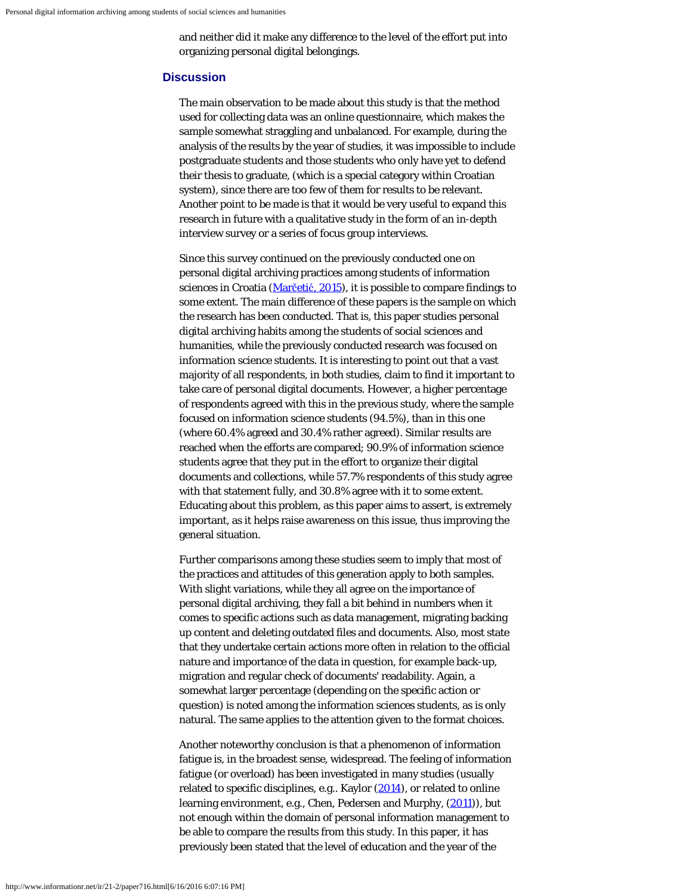and neither did it make any difference to the level of the effort put into organizing personal digital belongings.

## Discussion

The main observation to be made about this study is that the method used for collecting data was an online questionnaire, which makes the sample somewhat straggling and unbalanced. For example, during the analysis of the results by the year of studies, it was impossible to include postgraduate students and those students who only have yet to defend their thesis to graduate, (which is a special category within Croatian system), since there are too few of them for results to be relevant. Another point to be made is that it would be very useful to expand this research in future with a qualitative study in the form of an in-depth interview survey or a series of focus group interviews.

Since this survey continued on the previously conducted one on personal digital archiving practices among students of information sciences in Croatia (Marčetić, 2015), it is possible to compare findings to some extent. The main difference of these papers is the sample on which the research has been conducted. That is, this paper studies personal digital archiving habits among the students of social sciences and humanities, while the previously conducted research was focused on information science students. It is interesting to point out that a vast majority of all respondents, in both studies, claim to find it important to take care of personal digital documents. However, a higher percentage of respondents agreed with this in the previous study, where the sample focused on information science students (94.5%), than in this one (where 60.4% agreed and 30.4% rather agreed). Similar results are reached when the efforts are compared; 90.9% of information science students agree that they put in the effort to organize their digital documents and collections, while 57.7% respondents of this study agree with that statement fully, and 30.8% agree with it to some extent. Educating about this problem, as this paper aims to assert, is extremely important, as it helps raise awareness on this issue, thus improving the general situation.

Further comparisons among these studies seem to imply that most of the practices and attitudes of this generation apply to both samples. With slight variations, while they all agree on the importance of personal digital archiving, they fall a bit behind in numbers when it comes to specific actions such as data management, migrating backing up content and deleting outdated files and documents. Also, most state that they undertake certain actions more often in relation to the official nature and importance of the data in question, for example back-up, migration and regular check of documents' readability. Again, a somewhat larger percentage (depending on the specific action or question) is noted among the information sciences students, as is only natural. The same applies to the attention given to the format choices.

Another noteworthy conclusion is that a phenomenon of information fatigue is, in the broadest sense, widespread. The feeling of information fatigue (or overload) has been investigated in many studies (usually related to specific disciplines, e.g.. Kaylor (2014), or related to online learning environment, e.g., Chen, Pedersen and Murphy, (2011)), but not enough within the domain of personal information management to be able to compare the results from this study. In this paper, it has previously been stated that the level of education and the year of the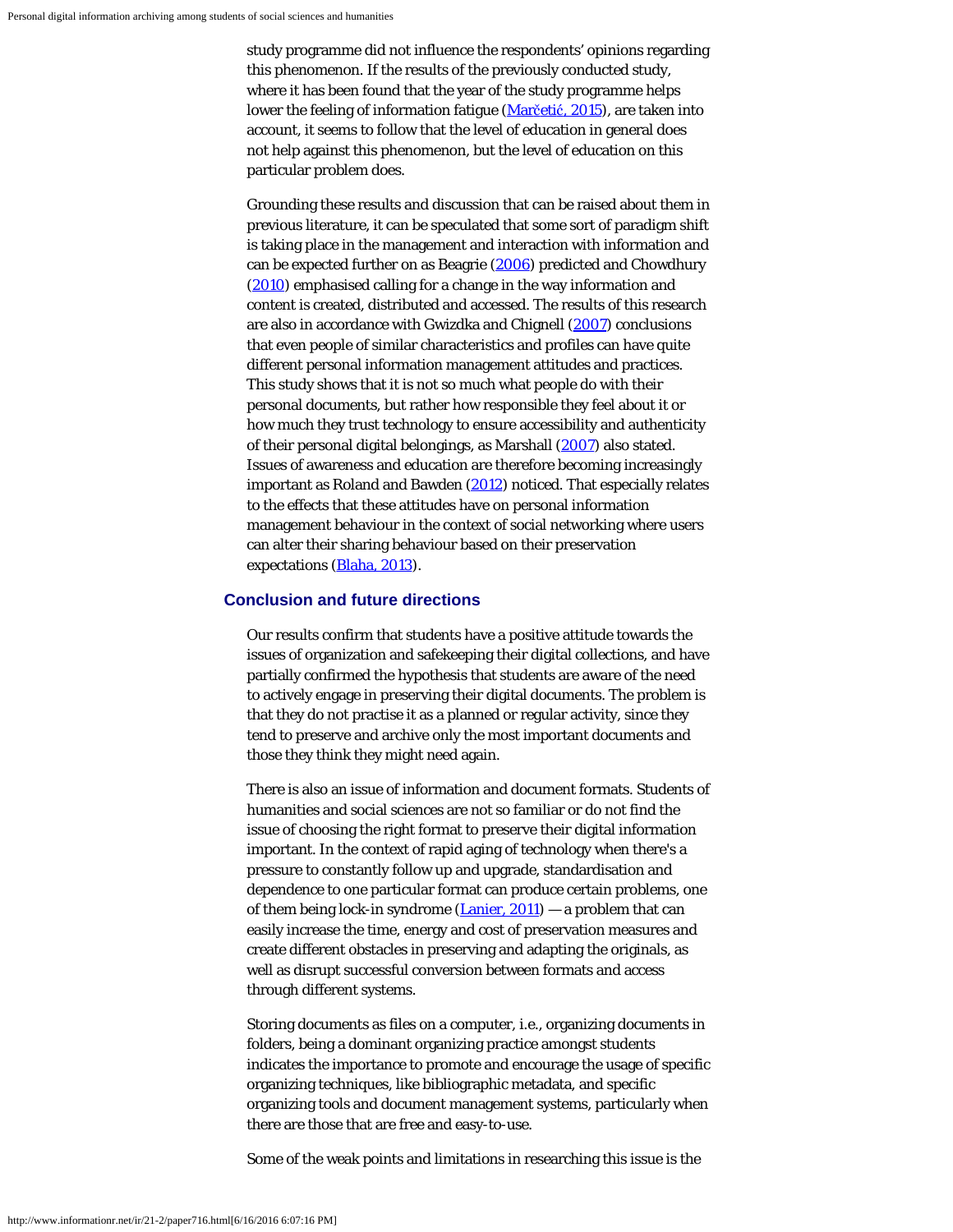study programme did not influence the respondents' opinions regarding this phenomenon. If the results of the previously conducted study, where it has been found that the year of the study programme helps lower the feeling of information fatigue (Marčetić, 2015), are taken into account, it seems to follow that the level of education in general does not help against this phenomenon, but the level of education on this particular problem does.

Grounding these results and discussion that can be raised about them in previous literature, it can be speculated that some sort of paradigm shift is taking place in the management and interaction with information and can be expected further on as Beagrie (2006) predicted and Chowdhury (2010) emphasised calling for a change in the way information and content is created, distributed and accessed. The results of this research are also in accordance with Gwizdka and Chignell (2007) conclusions that even people of similar characteristics and profiles can have quite different personal information management attitudes and practices. This study shows that it is not so much what people do with their personal documents, but rather how responsible they feel about it or how much they trust technology to ensure accessibility and authenticity of their personal digital belongings, as Marshall (2007) also stated. Issues of awareness and education are therefore becoming increasingly important as Roland and Bawden (2012) noticed. That especially relates to the effects that these attitudes have on personal information management behaviour in the context of social networking where users can alter their sharing behaviour based on their preservation expectations (Blaha, 2013).

## Conclusion and future directions

Our results confirm that students have a positive attitude towards the issues of organization and safekeeping their digital collections, and have partially confirmed the hypothesis that students are aware of the need to actively engage in preserving their digital documents. The problem is that they do not practise it as a planned or regular activity, since they tend to preserve and archive only the most important documents and those they think they might need again.

There is also an issue of information and document formats. Students of humanities and social sciences are not so familiar or do not find the issue of choosing the right format to preserve their digital information important. In the context of rapid aging of technology when there's a pressure to constantly follow up and upgrade, standardisation and dependence to one particular format can produce certain problems, one of them being lock-in syndrome (Lanier, 2011) — a problem that can easily increase the time, energy and cost of preservation measures and create different obstacles in preserving and adapting the originals, as well as disrupt successful conversion between formats and access through different systems.

Storing documents as files on a computer, i.e., organizing documents in folders, being a dominant organizing practice amongst students indicates the importance to promote and encourage the usage of specific organizing techniques, like bibliographic metadata, and specific organizing tools and document management systems, particularly when there are those that are free and easy-to-use.

Some of the weak points and limitations in researching this issue is the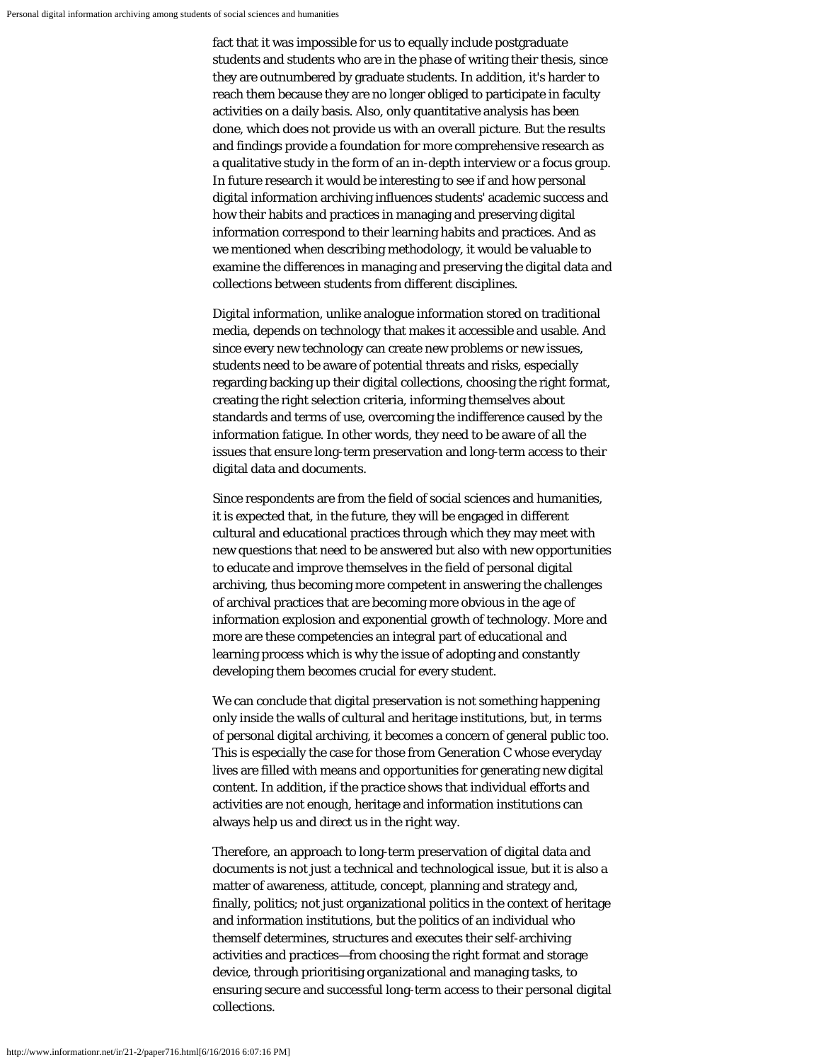fact that it was impossible for us to equally include postgraduate students and students who are in the phase of writing their thesis, since they are outnumbered by graduate students. In addition, it's harder to reach them because they are no longer obliged to participate in faculty activities on a daily basis. Also, only quantitative analysis has been done, which does not provide us with an overall picture. But the results and findings provide a foundation for more comprehensive research as a qualitative study in the form of an in-depth interview or a focus group. In future research it would be interesting to see if and how personal digital information archiving influences students' academic success and how their habits and practices in managing and preserving digital information correspond to their learning habits and practices. And as we mentioned when describing methodology, it would be valuable to examine the differences in managing and preserving the digital data and collections between students from different disciplines.

Digital information, unlike analogue information stored on traditional media, depends on technology that makes it accessible and usable. And since every new technology can create new problems or new issues, students need to be aware of potential threats and risks, especially regarding backing up their digital collections, choosing the right format, creating the right selection criteria, informing themselves about standards and terms of use, overcoming the indifference caused by the information fatigue. In other words, they need to be aware of all the issues that ensure long-term preservation and long-term access to their digital data and documents.

Since respondents are from the field of social sciences and humanities, it is expected that, in the future, they will be engaged in different cultural and educational practices through which they may meet with new questions that need to be answered but also with new opportunities to educate and improve themselves in the field of personal digital archiving, thus becoming more competent in answering the challenges of archival practices that are becoming more obvious in the age of information explosion and exponential growth of technology. More and more are these competencies an integral part of educational and learning process which is why the issue of adopting and constantly developing them becomes crucial for every student.

We can conclude that digital preservation is not something happening only inside the walls of cultural and heritage institutions, but, in terms of personal digital archiving, it becomes a concern of general public too. This is especially the case for those from Generation C whose everyday lives are filled with means and opportunities for generating new digital content. In addition, if the practice shows that individual efforts and activities are not enough, heritage and information institutions can always help us and direct us in the right way.

Therefore, an approach to long-term preservation of digital data and documents is not just a technical and technological issue, but it is also a matter of awareness, attitude, concept, planning and strategy and, finally, politics; not just organizational politics in the context of heritage and information institutions, but the politics of an individual who themself determines, structures and executes their self-archiving activities and practices—from choosing the right format and storage device, through prioritising organizational and managing tasks, to ensuring secure and successful long-term access to their personal digital collections.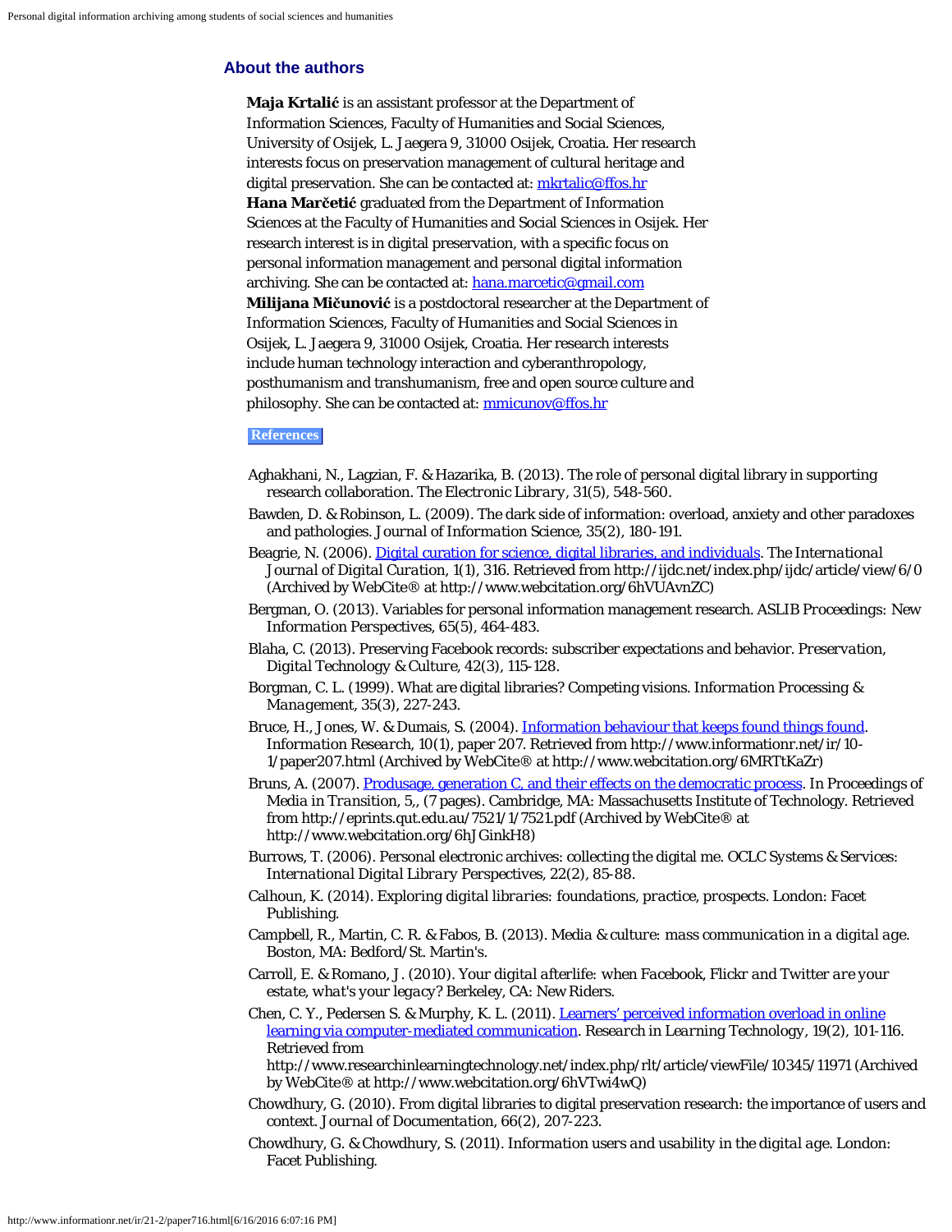## About the authors

**Maja Krtalić** is an assistant professor at the Department of Information Sciences, Faculty of Humanities and Social Sciences, University of Osijek, L. Jaegera 9, 31000 Osijek, Croatia. Her research interests focus on preservation management of cultural heritage and digital preservation. She can be contacted at: mkrtalic@ffos.hr

**Hana Marčetić** graduated from the Department of Information Sciences at the Faculty of Humanities and Social Sciences in Osijek. Her research interest is in digital preservation, with a specific focus on personal information management and personal digital information archiving. She can be contacted at: hana.marcetic@gmail.com

**Milijana Mičunović** is a postdoctoral researcher at the Department of Information Sciences, Faculty of Humanities and Social Sciences in Osijek, L. Jaegera 9, 31000 Osijek, Croatia. Her research interests include human technology interaction and cyberanthropology, posthumanism and transhumanism, free and open source culture and philosophy. She can be contacted at: mmicunov@ffos.hr

## References

- Aghakhani, N., Lagzian, F. & Hazarika, B. (2013). The role of personal digital library in supporting research collaboration. *The Electronic Library*, 31(5), 548-560.
- Bawden, D. & Robinson, L. (2009). The dark side of information: overload, anxiety and other paradoxes and pathologies. *Journal of Information Science*, 35(2), 180-191.
- Beagrie, N. (2006). Digital curation for science, digital libraries, and individuals. *The International Journal of Digital Curation*, 1(1), 316. Retrieved from http://ijdc.net/index.php/ijdc/article/view/6/0 (Archived by WebCite® at http://www.webcitation.org/6hVUAvnZC)
- Bergman, O. (2013). Variables for personal information management research. *ASLIB Proceedings: New Information Perspectives*, 65(5), 464-483.
- Blaha, C. (2013). Preserving Facebook records: subscriber expectations and behavior. *Preservation, Digital Technology & Culture*, 42(3), 115-128.
- Borgman, C. L. (1999). What are digital libraries? Competing visions. *Information Processing & Management*, 35(3), 227-243.
- Bruce, H., Jones, W. & Dumais, S. (2004). Information behaviour that keeps found things found. *Information Research*, 10(1), paper 207. Retrieved from http://www.informationr.net/ir/10-1/paper207.html (Archived by WebCite® at http://www.webcitation.org/6MRTtKaZr)
- Bruns, A. (2007). Produsage, generation C, and their effects on the democratic process. In *Proceedings of Media in Transition*, 5,, (7 pages). Cambridge, MA: Massachusetts Institute of Technology. Retrieved from http://eprints.qut.edu.au/7521/1/7521.pdf (Archived by WebCite® at http://www.webcitation.org/6hJGinkH8)
- Burrows, T. (2006). Personal electronic archives: collecting the digital me. *OCLC Systems & Services: International Digital Library Perspectives*, 22(2), 85-88.
- Calhoun, K. (2014). *Exploring digital libraries: foundations, practice, prospects.* London: Facet Publishing.
- Campbell, R., Martin, C. R. & Fabos, B. (2013). *Media & culture: mass communication in a digital age.* Boston, MA: Bedford/St. Martin's.
- Carroll, E. & Romano, J. (2010). *Your digital afterlife: when Facebook, Flickr and Twitter are your estate, what's your legacy?* Berkeley, CA: New Riders.
- Chen, C. Y., Pedersen S. & Murphy, K. L. (2011). Learners' perceived information overload in online learning via computer-mediated communication. *Research in Learning Technology*, 19(2), 101-116. Retrieved from http://www.researchinlearningtechnology.net/index.php/rlt/article/viewFile/10345/11971 (Archived by WebCite® at http://www.webcitation.org/6hVTwi4wQ)
- Chowdhury, G. (2010). From digital libraries to digital preservation research: the importance of users and context. *Journal of Documentation*, 66(2), 207-223.
- Chowdhury, G. & Chowdhury, S. (2011). *Information users and usability in the digital age.* London: Facet Publishing.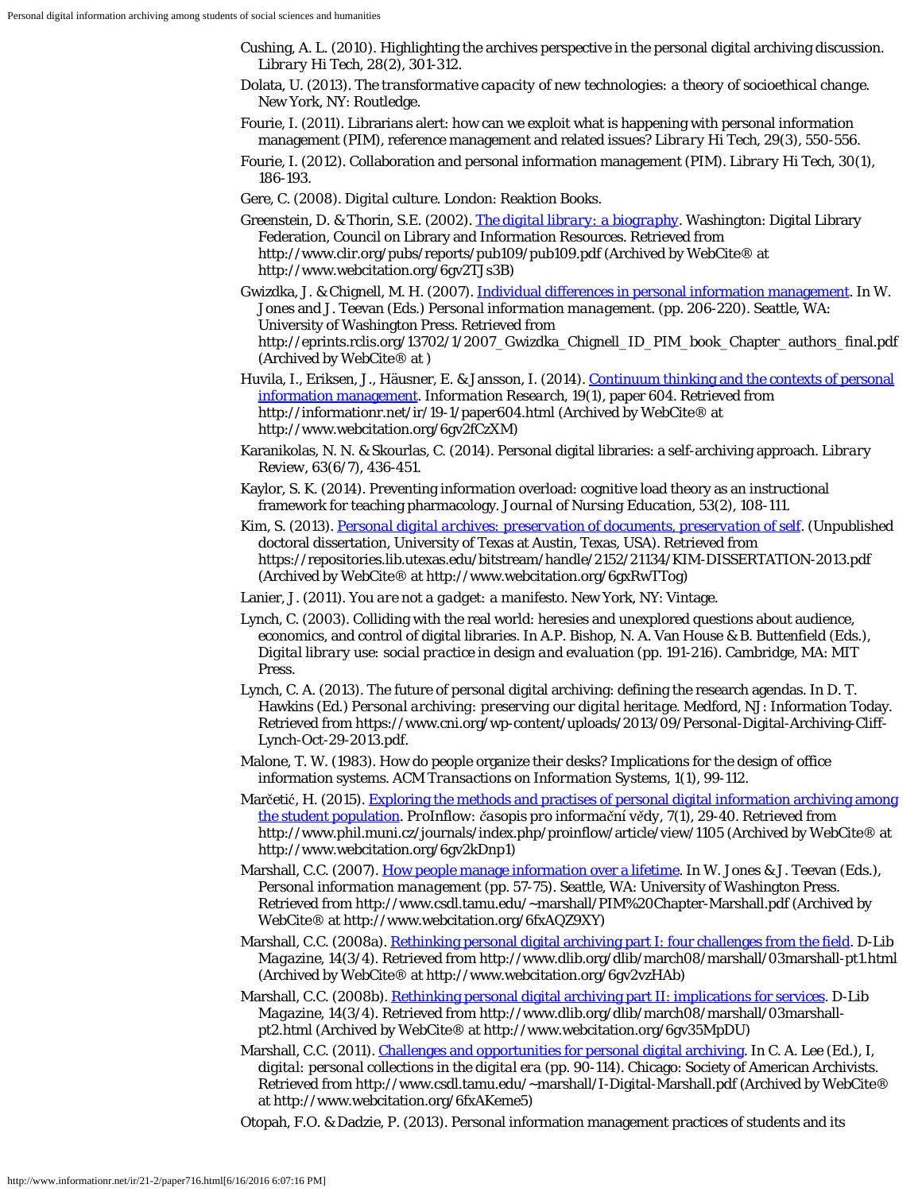Cushing, A. L. (2010). Highlighting the archives perspective in the personal digital archiving discussion. *Library Hi Tech, 28*(2), 301-312.

Dolata, U. (2013). *The transformative capacity of new technologies: a theory of socioethical change.* New York, NY: Routledge.

Fourie, I. (2011). Librarians alert: how can we exploit what is happening with personal information management (PIM), reference management and related issues? *Library Hi Tech, 29*(3), 550-556.

Fourie, I. (2012). Collaboration and personal information management (PIM). *Library Hi Tech, 30*(1), 186-193.

Gere, C. (2008). *Digital culture.* London: Reaktion Books.

Greenstein, D. & Thorin, S.E. (2002). *The digital library: a biography*. Washington: Digital Library Federation, Council on Library and Information Resources. Retrieved from http://www.clir.org/pubs/reports/pub109/pub109.pdf (Archived by WebCite® at http://www.webcitation.org/6gv2TJs3B)

Gwizdka, J. & Chignell, M. H. (2007). Individual differences in personal information management. In W. Jones and J. Teevan (Eds.) *Personal information management.* (pp. 206-220). Seattle, WA: University of Washington Press. Retrieved from http://eprints.rclis.org/13702/1/2007_Gwizdka_Chignell_ID_PIM_book_Chapter_authors_final.pdf (Archived by WebCite® at )

Huvila, I., Eriksen, J., Häusner, E. & Jansson, I. (2014). Continuum thinking and the contexts of personal information management. *Information Research, 19*(1), paper 604. Retrieved from http://informationr.net/ir/19-1/paper604.html (Archived by WebCite® at http://www.webcitation.org/6gv2fCzXM)

Karanikolas, N. N. & Skourlas, C. (2014). Personal digital libraries: a self-archiving approach. *Library Review, 63*(6/7), 436-451.

Kaylor, S. K. (2014). Preventing information overload: cognitive load theory as an instructional framework for teaching pharmacology. *Journal of Nursing Education, 53*(2), 108-111.

Kim, S. (2013). *Personal digital archives: preservation of documents, preservation of self*. (Unpublished doctoral dissertation, University of Texas at Austin, Texas, USA). Retrieved from https://repositories.lib.utexas.edu/bitstream/handle/2152/21134/KIM-DISSERTATION-2013.pdf (Archived by WebCite® at http://www.webcitation.org/6gxRwTTog)

Lanier, J. (2011). *You are not a gadget: a manifesto.* New York, NY: Vintage.

Lynch, C. (2003). Colliding with the real world: heresies and unexplored questions about audience, economics, and control of digital libraries. In A.P. Bishop, N. A. Van House & B. Buttenfield (Eds.), *Digital library use: social practice in design and evaluation* (pp. 191-216). Cambridge, MA: MIT Press.

Lynch, C. A. (2013). The future of personal digital archiving: defining the research agendas. In D. T. Hawkins (Ed.) *Personal archiving: preserving our digital heritage.* Medford, NJ: Information Today. Retrieved from https://www.cni.org/wp-content/uploads/2013/09/Personal-Digital-Archiving-Cliff-Lynch-Oct-29-2013.pdf.

Malone, T. W. (1983). How do people organize their desks? Implications for the design of office information systems. *ACM Transactions on Information Systems, 1*(1), 99-112.

Marčetić, H. (2015). Exploring the methods and practises of personal digital information archiving among the student population. *ProInflow: časopis pro informační vědy, 7*(1), 29-40. Retrieved from http://www.phil.muni.cz/journals/index.php/proinflow/article/view/1105 (Archived by WebCite® at http://www.webcitation.org/6gv2kDnp1)

Marshall, C.C. (2007). How people manage information over a lifetime. In W. Jones & J. Teevan (Eds.), *Personal information management* (pp. 57-75). Seattle, WA: University of Washington Press. Retrieved from http://www.csdl.tamu.edu/~marshall/PIM%20Chapter-Marshall.pdf (Archived by WebCite® at http://www.webcitation.org/6fxAQZ9XY)

Marshall, C.C. (2008a). Rethinking personal digital archiving part I: four challenges from the field. *D-Lib Magazine, 14*(3/4). Retrieved from http://www.dlib.org/dlib/march08/marshall/03marshall-pt1.html (Archived by WebCite® at http://www.webcitation.org/6gv2vzHAb)

Marshall, C.C. (2008b). Rethinking personal digital archiving part II: implications for services. *D-Lib Magazine, 14*(3/4). Retrieved from http://www.dlib.org/dlib/march08/marshall/03marshall-pt2.html (Archived by WebCite® at http://www.webcitation.org/6gv35MpDU)

Marshall, C.C. (2011). Challenges and opportunities for personal digital archiving. In C. A. Lee (Ed.), *I, digital: personal collections in the digital era* (pp. 90-114). Chicago: Society of American Archivists. Retrieved from http://www.csdl.tamu.edu/~marshall/I-Digital-Marshall.pdf (Archived by WebCite® at http://www.webcitation.org/6fxAKeme5)

Otopah, F.O. & Dadzie, P. (2013). Personal information management practices of students and its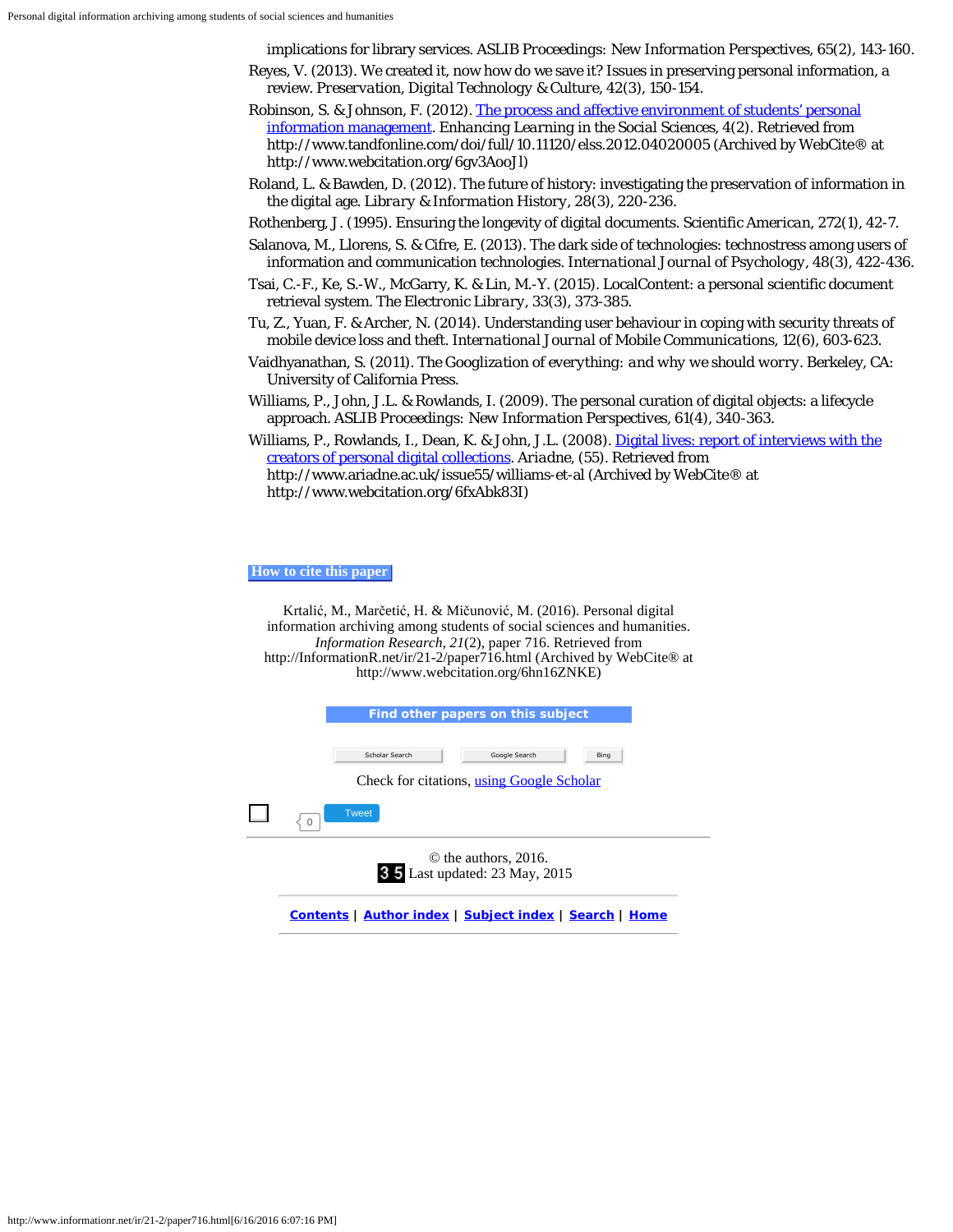implications for library services. *ASLIB Proceedings: New Information Perspectives, 65*(2), 143-160.

Reyes, V. (2013). We created it, now how do we save it? Issues in preserving personal information, a review. *Preservation, Digital Technology & Culture, 42*(3), 150-154.

Robinson, S. & Johnson, F. (2012). The process and affective environment of students' personal information management. *Enhancing Learning in the Social Sciences, 4*(2). Retrieved from http://www.tandfonline.com/doi/full/10.11120/elss.2012.04020005 (Archived by WebCite® at http://www.webcitation.org/6gv3AooJl)

Roland, L. & Bawden, D. (2012). The future of history: investigating the preservation of information in the digital age. *Library & Information History, 28*(3), 220-236.

Rothenberg, J. (1995). Ensuring the longevity of digital documents. *Scientific American, 272*(1), 42-7.

Salanova, M., Llorens, S. & Cifre, E. (2013). The dark side of technologies: technostress among users of information and communication technologies. *International Journal of Psychology, 48*(3), 422-436.

Tsai, C.-F., Ke, S.-W., McGarry, K. & Lin, M.-Y. (2015). LocalContent: a personal scientific document retrieval system. *The Electronic Library, 33*(3), 373-385.

Tu, Z., Yuan, F. & Archer, N. (2014). Understanding user behaviour in coping with security threats of mobile device loss and theft. *International Journal of Mobile Communications, 12*(6), 603-623.

Vaidhyanathan, S. (2011). *The Googlization of everything: and why we should worry*. Berkeley, CA: University of California Press.

Williams, P., John, J.L. & Rowlands, I. (2009). The personal curation of digital objects: a lifecycle approach. *ASLIB Proceedings: New Information Perspectives, 61*(4), 340-363.

Williams, P., Rowlands, I., Dean, K. & John, J.L. (2008). Digital lives: report of interviews with the creators of personal digital collections. *Ariadne*, (55). Retrieved from http://www.ariadne.ac.uk/issue55/williams-et-al (Archived by WebCite® at http://www.webcitation.org/6fxAbk83I)

**How to cite this paper**

Krtalić, M., Marčetić, H. & Mičunović, M. (2016). Personal digital information archiving among students of social sciences and humanities. *Information Research, 21*(2), paper 716. Retrieved from http://InformationR.net/ir/21-2/paper716.html (Archived by WebCite® at http://www.webcitation.org/6hn16ZNKE)

**Find other papers on this subject**

Scholar Search | Google Search | Bing

Check for citations, using Google Scholar

Tweet 0

© the authors, 2016.
Last updated: 23 May, 2015

**Contents** | **Author index** | **Subject index** | **Search** | **Home**